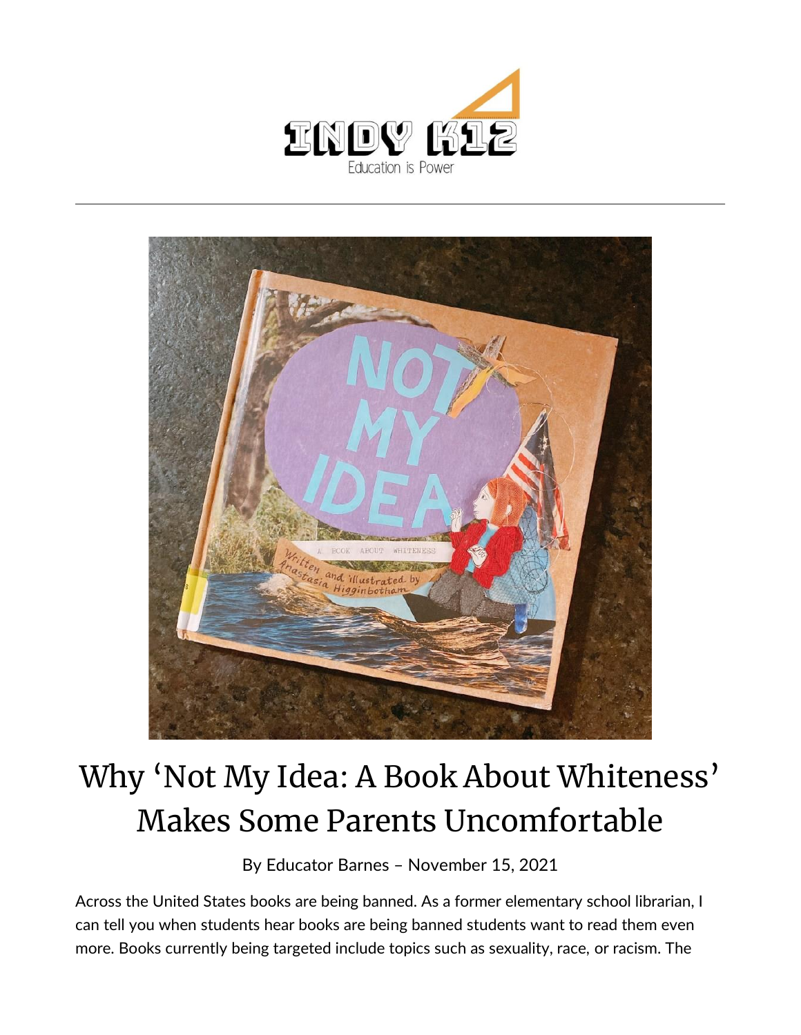INDY K12

Education is Power

# Why 'Not My Idea: A Book About Whiteness' Makes Some Parents Uncomfortable

By Educator Barnes – November 15, 2021

Across the United States books are being banned. As a former elementary school librarian, I can tell you when students hear books are being banned students want to read them even more. Books currently being targeted include topics such as sexuality, race, or racism. The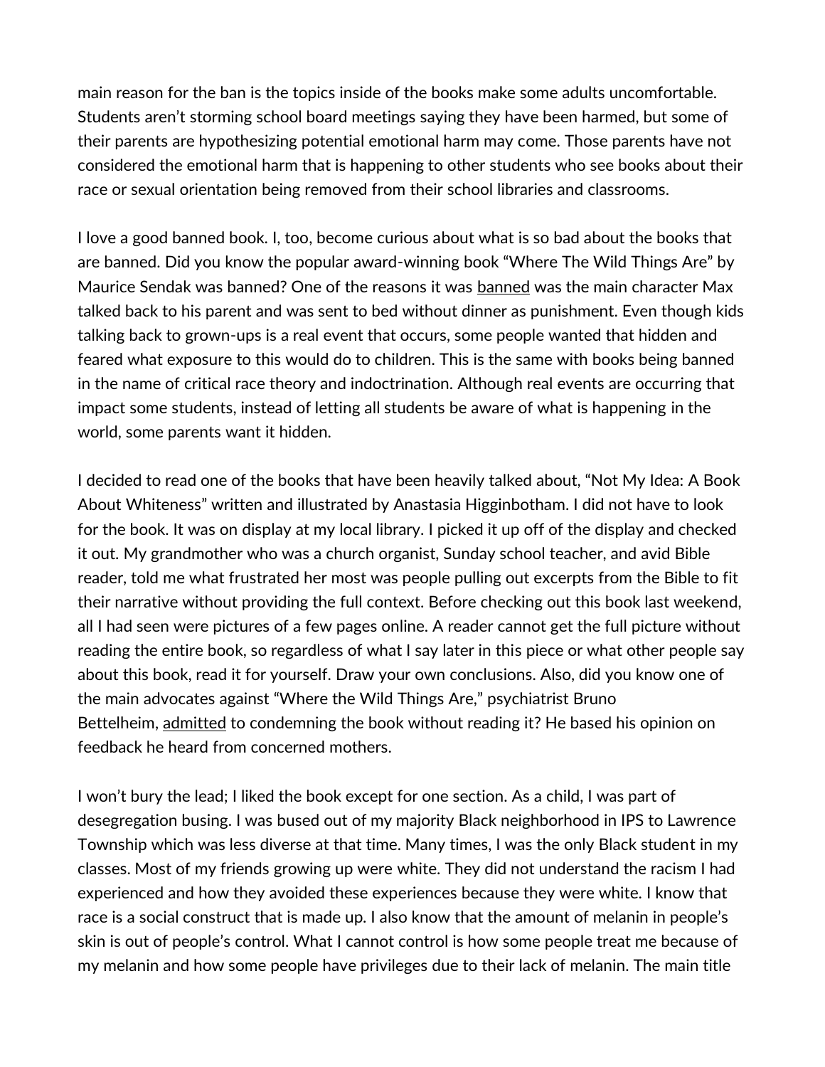main reason for the ban is the topics inside of the books make some adults uncomfortable. Students aren't storming school board meetings saying they have been harmed, but some of their parents are hypothesizing potential emotional harm may come. Those parents have not considered the emotional harm that is happening to other students who see books about their race or sexual orientation being removed from their school libraries and classrooms.

I love a good banned book. I, too, become curious about what is so bad about the books that are banned. Did you know the popular award-winning book "Where The Wild Things Are" by Maurice Sendak was banned? One of the reasons it was banned was the main character Max talked back to his parent and was sent to bed without dinner as punishment. Even though kids talking back to grown-ups is a real event that occurs, some people wanted that hidden and feared what exposure to this would do to children. This is the same with books being banned in the name of critical race theory and indoctrination. Although real events are occurring that impact some students, instead of letting all students be aware of what is happening in the world, some parents want it hidden.

I decided to read one of the books that have been heavily talked about, "Not My Idea: A Book About Whiteness" written and illustrated by Anastasia Higginbotham. I did not have to look for the book. It was on display at my local library. I picked it up off of the display and checked it out. My grandmother who was a church organist, Sunday school teacher, and avid Bible reader, told me what frustrated her most was people pulling out excerpts from the Bible to fit their narrative without providing the full context. Before checking out this book last weekend, all I had seen were pictures of a few pages online. A reader cannot get the full picture without reading the entire book, so regardless of what I say later in this piece or what other people say about this book, read it for yourself. Draw your own conclusions. Also, did you know one of the main advocates against "Where the Wild Things Are," psychiatrist Bruno Bettelheim, admitted to condemning the book without reading it? He based his opinion on feedback he heard from concerned mothers.

I won't bury the lead; I liked the book except for one section. As a child, I was part of desegregation busing. I was bused out of my majority Black neighborhood in IPS to Lawrence Township which was less diverse at that time. Many times, I was the only Black student in my classes. Most of my friends growing up were white. They did not understand the racism I had experienced and how they avoided these experiences because they were white. I know that race is a social construct that is made up. I also know that the amount of melanin in people's skin is out of people's control. What I cannot control is how some people treat me because of my melanin and how some people have privileges due to their lack of melanin. The main title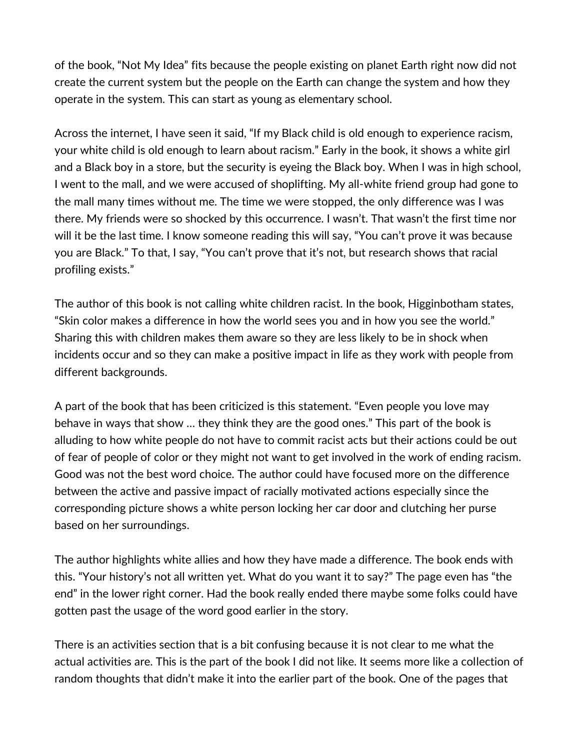of the book, “Not My Idea” fits because the people existing on planet Earth right now did not create the current system but the people on the Earth can change the system and how they operate in the system. This can start as young as elementary school.

Across the internet, I have seen it said, “If my Black child is old enough to experience racism, your white child is old enough to learn about racism.” Early in the book, it shows a white girl and a Black boy in a store, but the security is eyeing the Black boy. When I was in high school, I went to the mall, and we were accused of shoplifting. My all-white friend group had gone to the mall many times without me. The time we were stopped, the only difference was I was there. My friends were so shocked by this occurrence. I wasn’t. That wasn’t the first time nor will it be the last time. I know someone reading this will say, “You can’t prove it was because you are Black.” To that, I say, “You can’t prove that it’s not, but research shows that racial profiling exists.”

The author of this book is not calling white children racist. In the book, Higginbotham states, “Skin color makes a difference in how the world sees you and in how you see the world.” Sharing this with children makes them aware so they are less likely to be in shock when incidents occur and so they can make a positive impact in life as they work with people from different backgrounds.

A part of the book that has been criticized is this statement. “Even people you love may behave in ways that show … they think they are the good ones.” This part of the book is alluding to how white people do not have to commit racist acts but their actions could be out of fear of people of color or they might not want to get involved in the work of ending racism. Good was not the best word choice. The author could have focused more on the difference between the active and passive impact of racially motivated actions especially since the corresponding picture shows a white person locking her car door and clutching her purse based on her surroundings.

The author highlights white allies and how they have made a difference. The book ends with this. “Your history’s not all written yet. What do you want it to say?” The page even has “the end” in the lower right corner. Had the book really ended there maybe some folks could have gotten past the usage of the word good earlier in the story.

There is an activities section that is a bit confusing because it is not clear to me what the actual activities are. This is the part of the book I did not like. It seems more like a collection of random thoughts that didn’t make it into the earlier part of the book. One of the pages that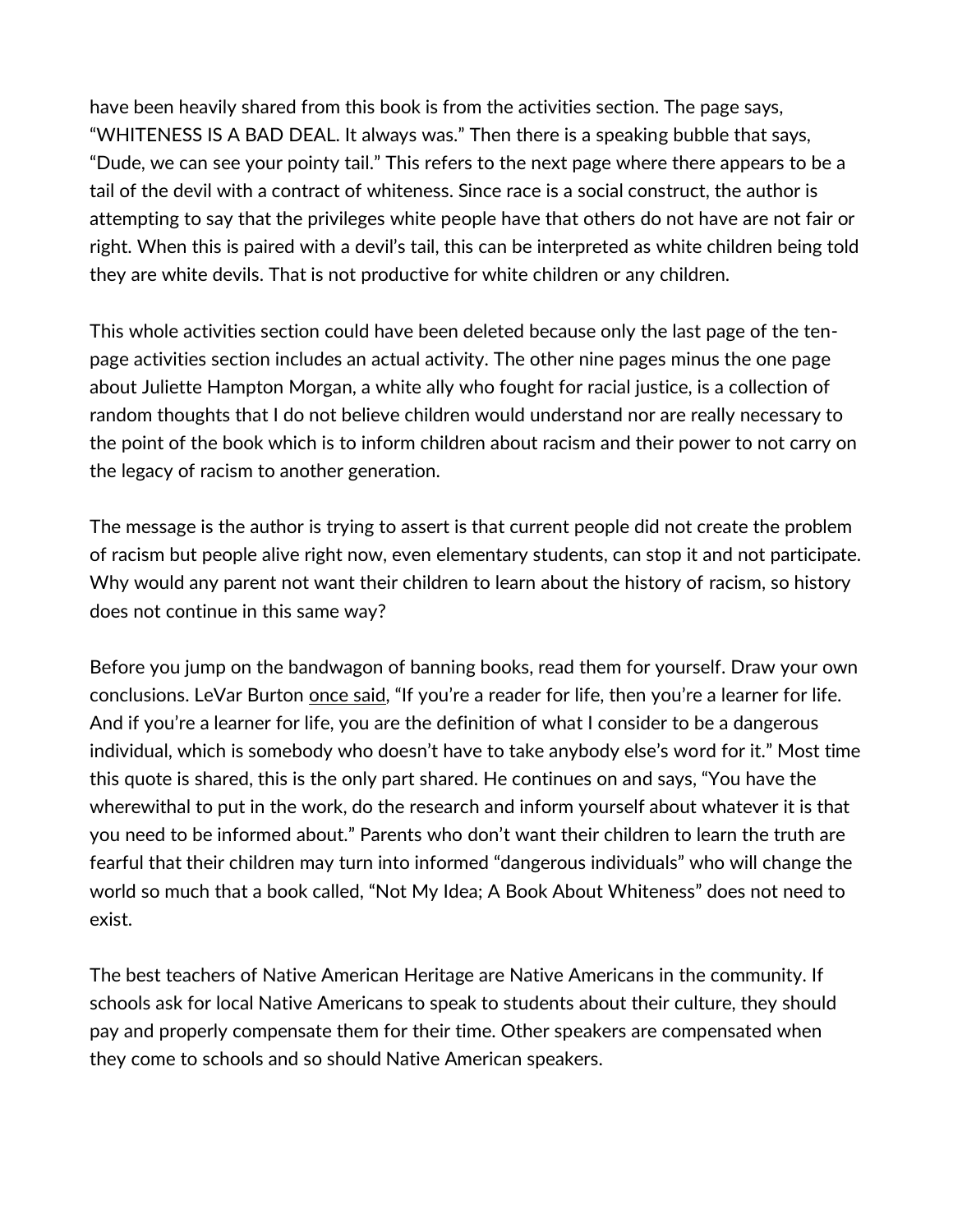have been heavily shared from this book is from the activities section. The page says, "WHITENESS IS A BAD DEAL. It always was." Then there is a speaking bubble that says, "Dude, we can see your pointy tail." This refers to the next page where there appears to be a tail of the devil with a contract of whiteness. Since race is a social construct, the author is attempting to say that the privileges white people have that others do not have are not fair or right. When this is paired with a devil's tail, this can be interpreted as white children being told they are white devils. That is not productive for white children or any children.

This whole activities section could have been deleted because only the last page of the ten-page activities section includes an actual activity. The other nine pages minus the one page about Juliette Hampton Morgan, a white ally who fought for racial justice, is a collection of random thoughts that I do not believe children would understand nor are really necessary to the point of the book which is to inform children about racism and their power to not carry on the legacy of racism to another generation.

The message is the author is trying to assert is that current people did not create the problem of racism but people alive right now, even elementary students, can stop it and not participate. Why would any parent not want their children to learn about the history of racism, so history does not continue in this same way?

Before you jump on the bandwagon of banning books, read them for yourself. Draw your own conclusions. LeVar Burton once said, "If you're a reader for life, then you're a learner for life. And if you're a learner for life, you are the definition of what I consider to be a dangerous individual, which is somebody who doesn't have to take anybody else's word for it." Most time this quote is shared, this is the only part shared. He continues on and says, "You have the wherewithal to put in the work, do the research and inform yourself about whatever it is that you need to be informed about." Parents who don't want their children to learn the truth are fearful that their children may turn into informed "dangerous individuals" who will change the world so much that a book called, "Not My Idea; A Book About Whiteness" does not need to exist.

The best teachers of Native American Heritage are Native Americans in the community. If schools ask for local Native Americans to speak to students about their culture, they should pay and properly compensate them for their time. Other speakers are compensated when they come to schools and so should Native American speakers.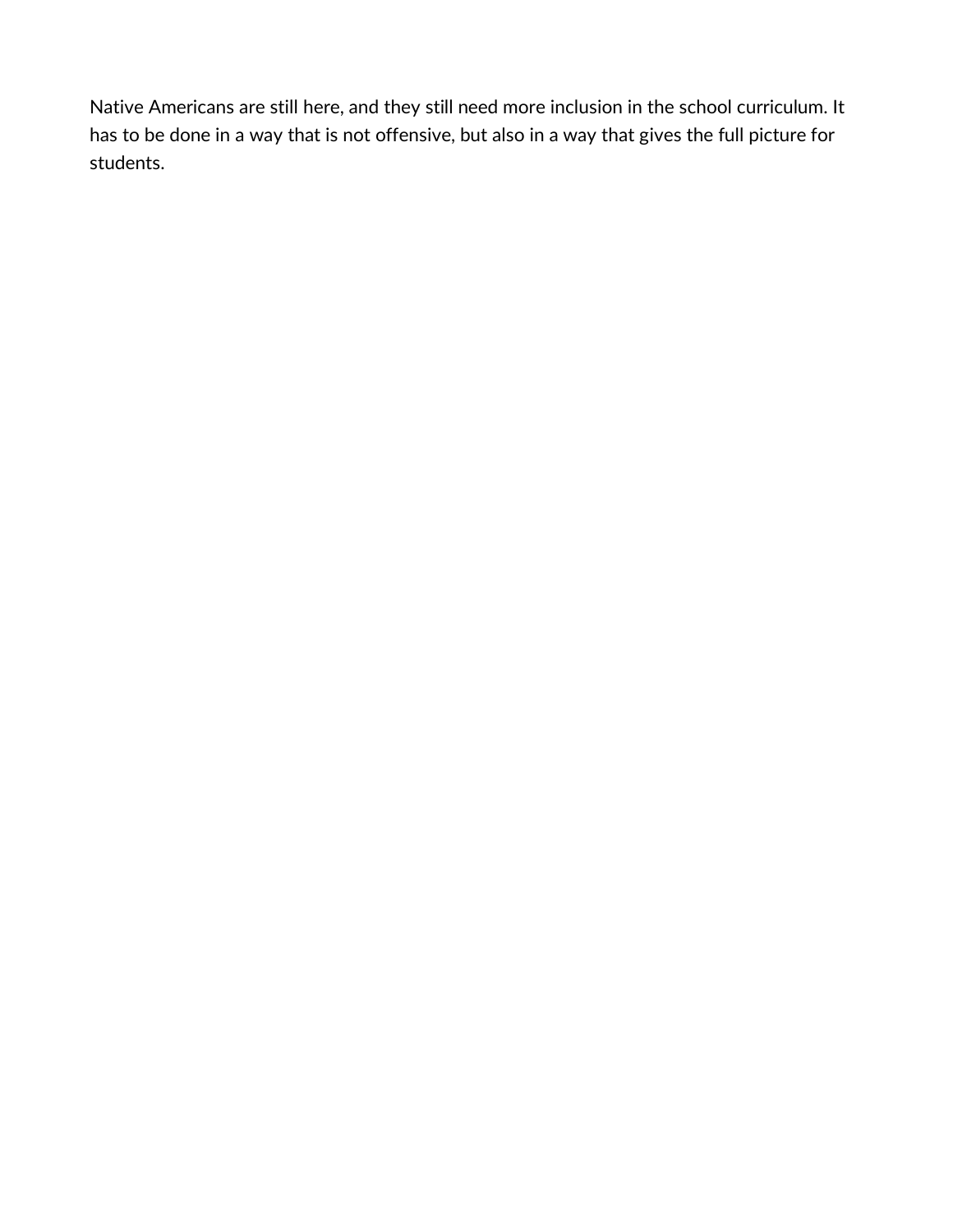Native Americans are still here, and they still need more inclusion in the school curriculum. It has to be done in a way that is not offensive, but also in a way that gives the full picture for students.